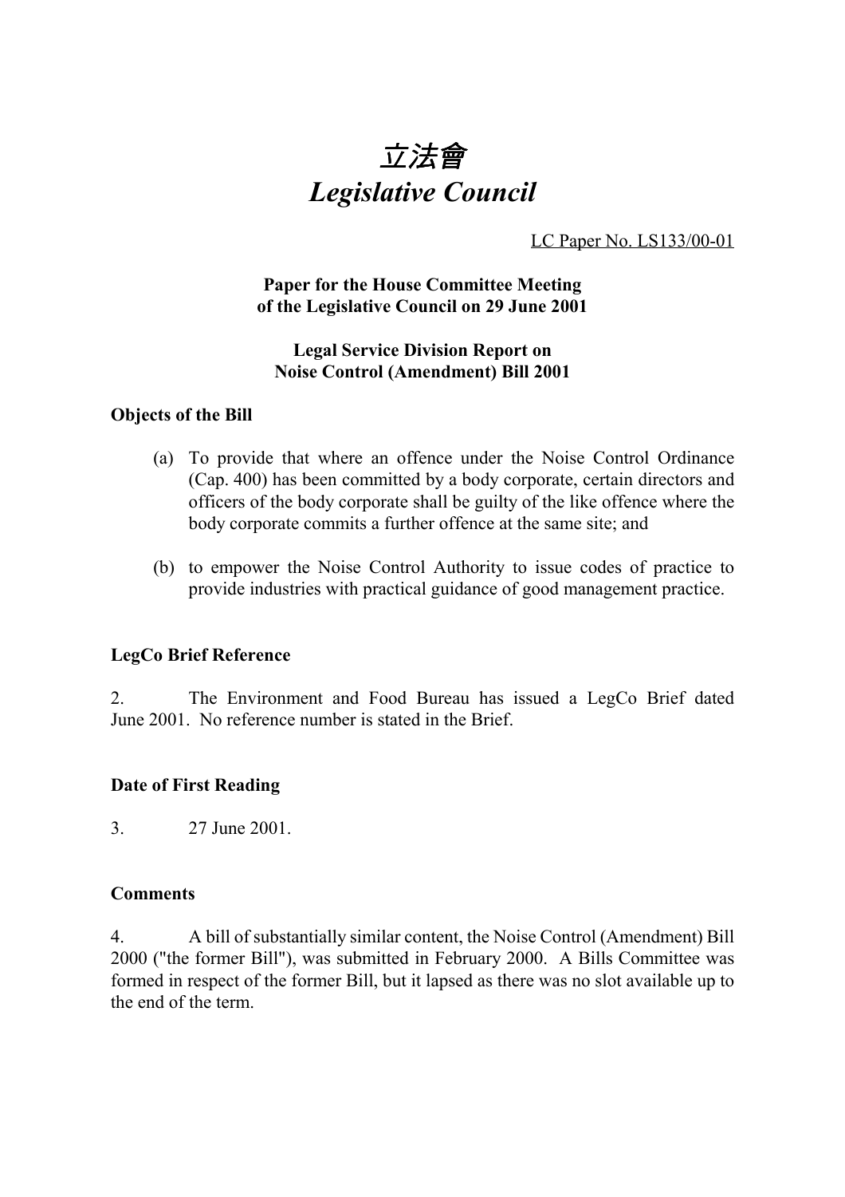# *立法會*
# *Legislative Council*

LC Paper No. LS133/00-01

**Paper for the House Committee Meeting of the Legislative Council on 29 June 2001**

**Legal Service Division Report on Noise Control (Amendment) Bill 2001**

### Objects of the Bill

(a) To provide that where an offence under the Noise Control Ordinance (Cap. 400) has been committed by a body corporate, certain directors and officers of the body corporate shall be guilty of the like offence where the body corporate commits a further offence at the same site; and

(b) to empower the Noise Control Authority to issue codes of practice to provide industries with practical guidance of good management practice.

### LegCo Brief Reference

2. The Environment and Food Bureau has issued a LegCo Brief dated June 2001. No reference number is stated in the Brief.

### Date of First Reading

3. 27 June 2001.

### Comments

4. A bill of substantially similar content, the Noise Control (Amendment) Bill 2000 ("the former Bill"), was submitted in February 2000. A Bills Committee was formed in respect of the former Bill, but it lapsed as there was no slot available up to the end of the term.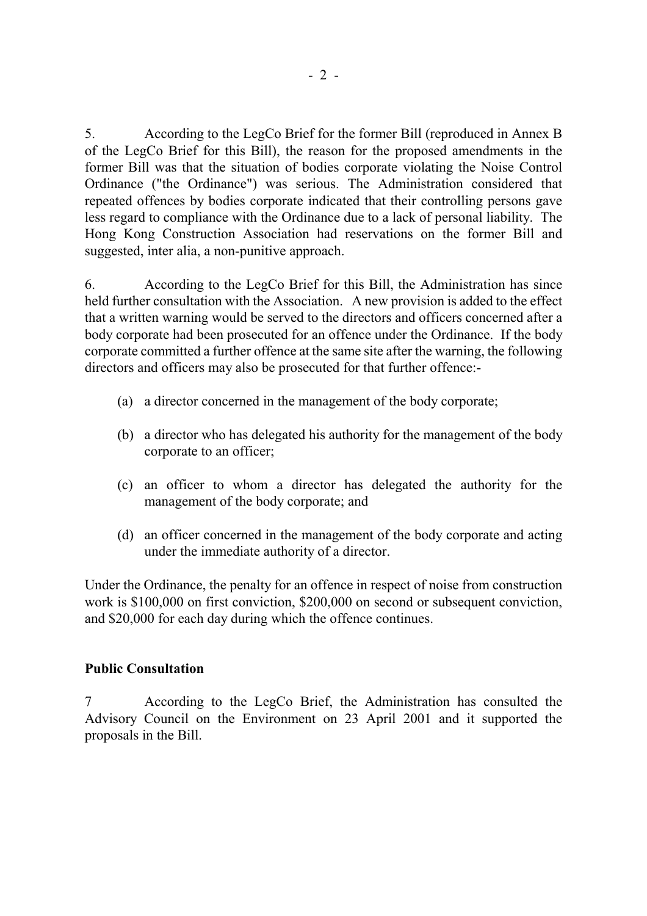5. According to the LegCo Brief for the former Bill (reproduced in Annex B of the LegCo Brief for this Bill), the reason for the proposed amendments in the former Bill was that the situation of bodies corporate violating the Noise Control Ordinance ("the Ordinance") was serious. The Administration considered that repeated offences by bodies corporate indicated that their controlling persons gave less regard to compliance with the Ordinance due to a lack of personal liability. The Hong Kong Construction Association had reservations on the former Bill and suggested, inter alia, a non-punitive approach.

6. According to the LegCo Brief for this Bill, the Administration has since held further consultation with the Association. A new provision is added to the effect that a written warning would be served to the directors and officers concerned after a body corporate had been prosecuted for an offence under the Ordinance. If the body corporate committed a further offence at the same site after the warning, the following directors and officers may also be prosecuted for that further offence:-

(a) a director concerned in the management of the body corporate;

(b) a director who has delegated his authority for the management of the body corporate to an officer;

(c) an officer to whom a director has delegated the authority for the management of the body corporate; and

(d) an officer concerned in the management of the body corporate and acting under the immediate authority of a director.

Under the Ordinance, the penalty for an offence in respect of noise from construction work is $100,000 on first conviction, $200,000 on second or subsequent conviction, and $20,000 for each day during which the offence continues.

**Public Consultation**

7 According to the LegCo Brief, the Administration has consulted the Advisory Council on the Environment on 23 April 2001 and it supported the proposals in the Bill.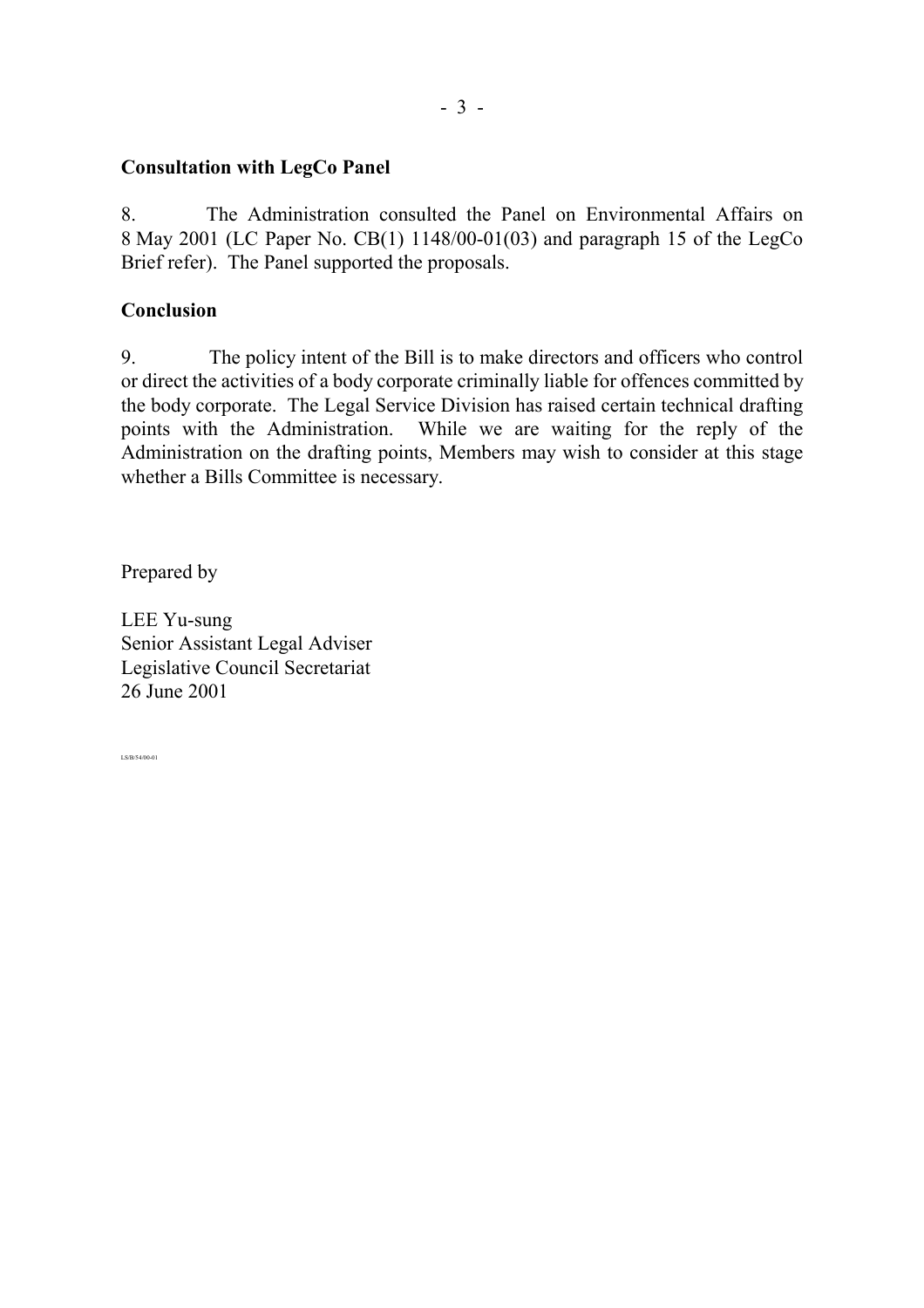**Consultation with LegCo Panel**

8. The Administration consulted the Panel on Environmental Affairs on 8 May 2001 (LC Paper No. CB(1) 1148/00-01(03) and paragraph 15 of the LegCo Brief refer). The Panel supported the proposals.

**Conclusion**

9. The policy intent of the Bill is to make directors and officers who control or direct the activities of a body corporate criminally liable for offences committed by the body corporate. The Legal Service Division has raised certain technical drafting points with the Administration. While we are waiting for the reply of the Administration on the drafting points, Members may wish to consider at this stage whether a Bills Committee is necessary.

Prepared by

LEE Yu-sung
Senior Assistant Legal Adviser
Legislative Council Secretariat
26 June 2001

LS/B/54/00-01